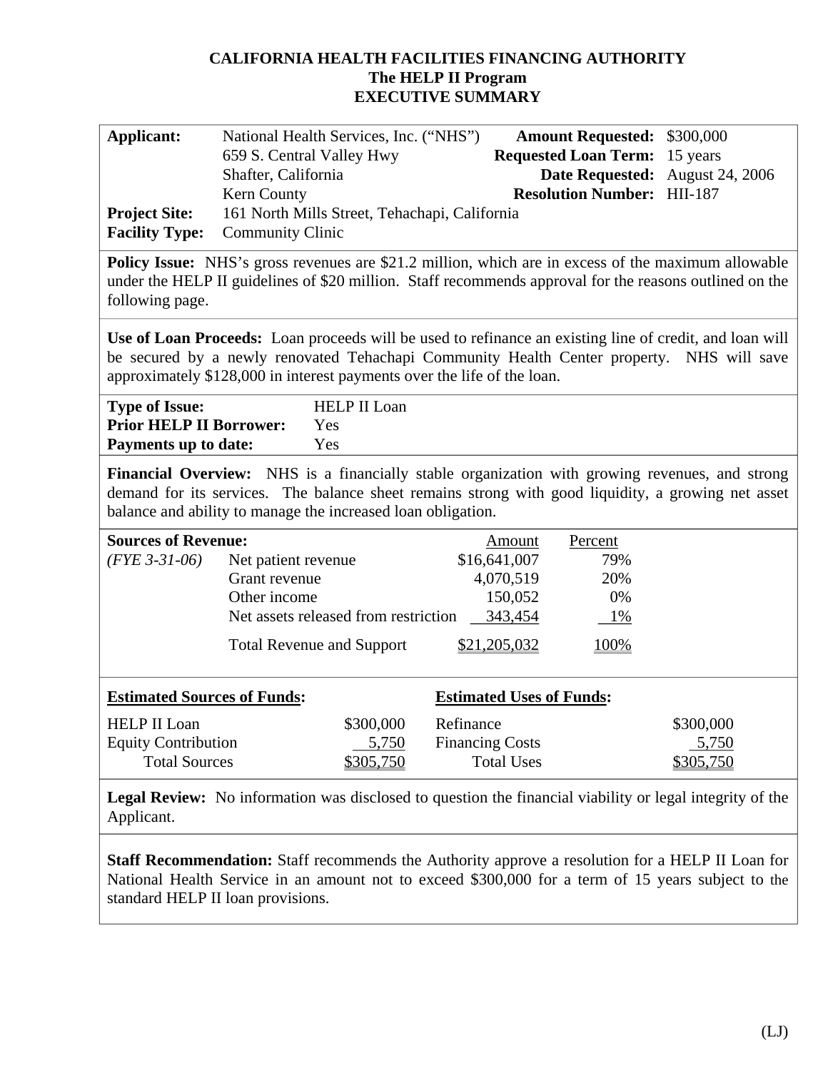# CALIFORNIA HEALTH FACILITIES FINANCING AUTHORITY
## The HELP II Program
## EXECUTIVE SUMMARY

| | | | |
|---|---|---|---|
| **Applicant:** | National Health Services, Inc. ("NHS")<br>659 S. Central Valley Hwy<br>Shafter, California<br>Kern County | **Amount Requested:**<br>**Requested Loan Term:**<br>**Date Requested:**<br>**Resolution Number:** | \$300,000<br>15 years<br>August 24, 2006<br>HII-187 |
| **Project Site:** | 161 North Mills Street, Tehachapi, California | | |
| **Facility Type:** | Community Clinic | | |

**Policy Issue:** NHS's gross revenues are \$21.2 million, which are in excess of the maximum allowable under the HELP II guidelines of \$20 million. Staff recommends approval for the reasons outlined on the following page.

**Use of Loan Proceeds:** Loan proceeds will be used to refinance an existing line of credit, and loan will be secured by a newly renovated Tehachapi Community Health Center property. NHS will save approximately \$128,000 in interest payments over the life of the loan.

**Type of Issue:** HELP II Loan
**Prior HELP II Borrower:** Yes
**Payments up to date:** Yes

**Financial Overview:** NHS is a financially stable organization with growing revenues, and strong demand for its services. The balance sheet remains strong with good liquidity, a growing net asset balance and ability to manage the increased loan obligation.

| **Sources of Revenue:** | | Amount | Percent |
|---|---|---|---|
| *(FYE 3-31-06)* | Net patient revenue | \$16,641,007 | 79% |
| | Grant revenue | 4,070,519 | 20% |
| | Other income | 150,052 | 0% |
| | Net assets released from restriction | 343,454 | 1% |
| | Total Revenue and Support | \$21,205,032 | 100% |

| **Estimated Sources of Funds:** | | **Estimated Uses of Funds:** | |
|---|---|---|---|
| HELP II Loan | \$300,000 | Refinance | \$300,000 |
| Equity Contribution | 5,750 | Financing Costs | 5,750 |
| Total Sources | \$305,750 | Total Uses | \$305,750 |

**Legal Review:** No information was disclosed to question the financial viability or legal integrity of the Applicant.

**Staff Recommendation:** Staff recommends the Authority approve a resolution for a HELP II Loan for National Health Service in an amount not to exceed \$300,000 for a term of 15 years subject to the standard HELP II loan provisions.

(LJ)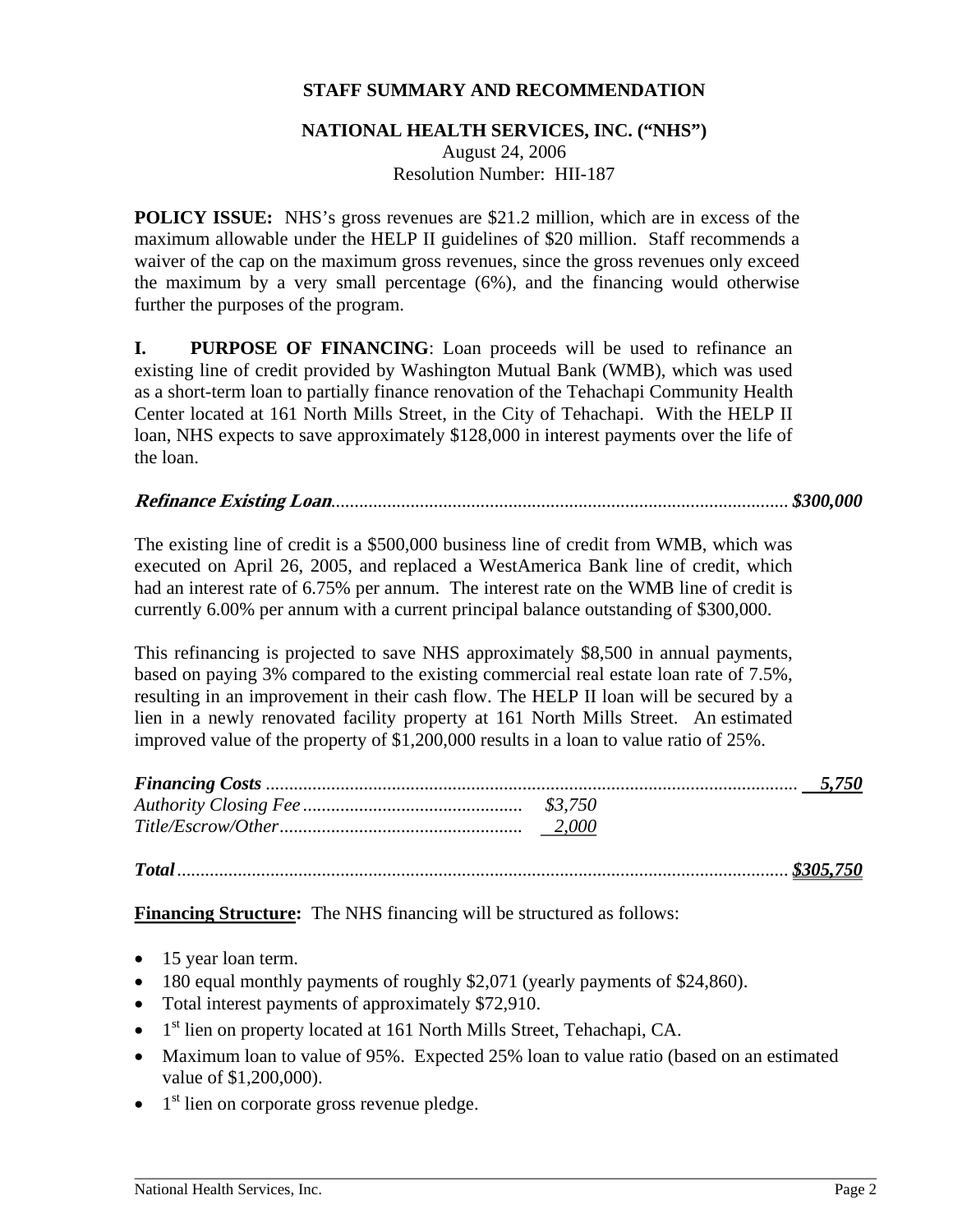**STAFF SUMMARY AND RECOMMENDATION**

**NATIONAL HEALTH SERVICES, INC. ("NHS")**
August 24, 2006
Resolution Number: HII-187

**POLICY ISSUE:** NHS's gross revenues are $21.2 million, which are in excess of the maximum allowable under the HELP II guidelines of $20 million. Staff recommends a waiver of the cap on the maximum gross revenues, since the gross revenues only exceed the maximum by a very small percentage (6%), and the financing would otherwise further the purposes of the program.

**I. PURPOSE OF FINANCING**: Loan proceeds will be used to refinance an existing line of credit provided by Washington Mutual Bank (WMB), which was used as a short-term loan to partially finance renovation of the Tehachapi Community Health Center located at 161 North Mills Street, in the City of Tehachapi. With the HELP II loan, NHS expects to save approximately $128,000 in interest payments over the life of the loan.

***Refinance Existing Loan*** .................................................................................................. ***$300,000***

The existing line of credit is a $500,000 business line of credit from WMB, which was executed on April 26, 2005, and replaced a WestAmerica Bank line of credit, which had an interest rate of 6.75% per annum. The interest rate on the WMB line of credit is currently 6.00% per annum with a current principal balance outstanding of $300,000.

This refinancing is projected to save NHS approximately $8,500 in annual payments, based on paying 3% compared to the existing commercial real estate loan rate of 7.5%, resulting in an improvement in their cash flow. The HELP II loan will be secured by a lien in a newly renovated facility property at 161 North Mills Street. An estimated improved value of the property of $1,200,000 results in a loan to value ratio of 25%.

***Financing Costs*** .................................................................................................. ***5,750***
*Authority Closing Fee* ............................................... *$3,750*
*Title/Escrow/Other* .................................................... *2,000*

***Total*** .................................................................................................................. ***$305,750***

**Financing Structure:** The NHS financing will be structured as follows:

- 15 year loan term.
- 180 equal monthly payments of roughly $2,071 (yearly payments of $24,860).
- Total interest payments of approximately $72,910.
- 1st lien on property located at 161 North Mills Street, Tehachapi, CA.
- Maximum loan to value of 95%. Expected 25% loan to value ratio (based on an estimated value of $1,200,000).
- 1st lien on corporate gross revenue pledge.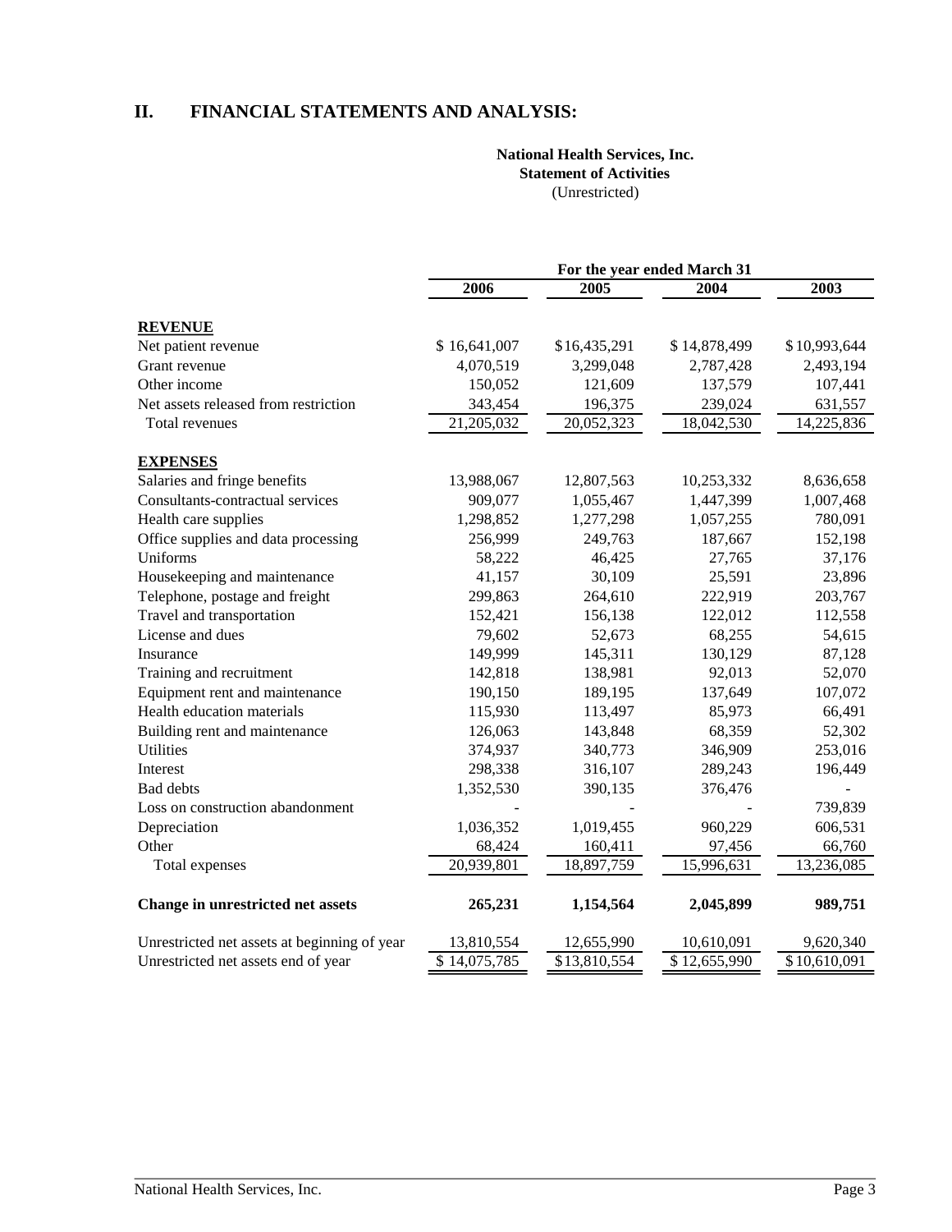## II. FINANCIAL STATEMENTS AND ANALYSIS:

**National Health Services, Inc.**
**Statement of Activities**
(Unrestricted)

| | For the year ended March 31 | | | |
|---|---|---|---|---|
| | **2006** | **2005** | **2004** | **2003** |
| **REVENUE** | | | | |
| Net patient revenue | $ 16,641,007 | $16,435,291 | $ 14,878,499 | $ 10,993,644 |
| Grant revenue | 4,070,519 | 3,299,048 | 2,787,428 | 2,493,194 |
| Other income | 150,052 | 121,609 | 137,579 | 107,441 |
| Net assets released from restriction | 343,454 | 196,375 | 239,024 | 631,557 |
| Total revenues | 21,205,032 | 20,052,323 | 18,042,530 | 14,225,836 |
| **EXPENSES** | | | | |
| Salaries and fringe benefits | 13,988,067 | 12,807,563 | 10,253,332 | 8,636,658 |
| Consultants-contractual services | 909,077 | 1,055,467 | 1,447,399 | 1,007,468 |
| Health care supplies | 1,298,852 | 1,277,298 | 1,057,255 | 780,091 |
| Office supplies and data processing | 256,999 | 249,763 | 187,667 | 152,198 |
| Uniforms | 58,222 | 46,425 | 27,765 | 37,176 |
| Housekeeping and maintenance | 41,157 | 30,109 | 25,591 | 23,896 |
| Telephone, postage and freight | 299,863 | 264,610 | 222,919 | 203,767 |
| Travel and transportation | 152,421 | 156,138 | 122,012 | 112,558 |
| License and dues | 79,602 | 52,673 | 68,255 | 54,615 |
| Insurance | 149,999 | 145,311 | 130,129 | 87,128 |
| Training and recruitment | 142,818 | 138,981 | 92,013 | 52,070 |
| Equipment rent and maintenance | 190,150 | 189,195 | 137,649 | 107,072 |
| Health education materials | 115,930 | 113,497 | 85,973 | 66,491 |
| Building rent and maintenance | 126,063 | 143,848 | 68,359 | 52,302 |
| Utilities | 374,937 | 340,773 | 346,909 | 253,016 |
| Interest | 298,338 | 316,107 | 289,243 | 196,449 |
| Bad debts | 1,352,530 | 390,135 | 376,476 | - |
| Loss on construction abandonment | - | - | - | 739,839 |
| Depreciation | 1,036,352 | 1,019,455 | 960,229 | 606,531 |
| Other | 68,424 | 160,411 | 97,456 | 66,760 |
| Total expenses | 20,939,801 | 18,897,759 | 15,996,631 | 13,236,085 |
| **Change in unrestricted net assets** | **265,231** | **1,154,564** | **2,045,899** | **989,751** |
| Unrestricted net assets at beginning of year | 13,810,554 | 12,655,990 | 10,610,091 | 9,620,340 |
| Unrestricted net assets end of year | $ 14,075,785 | $13,810,554 | $ 12,655,990 | $10,610,091 |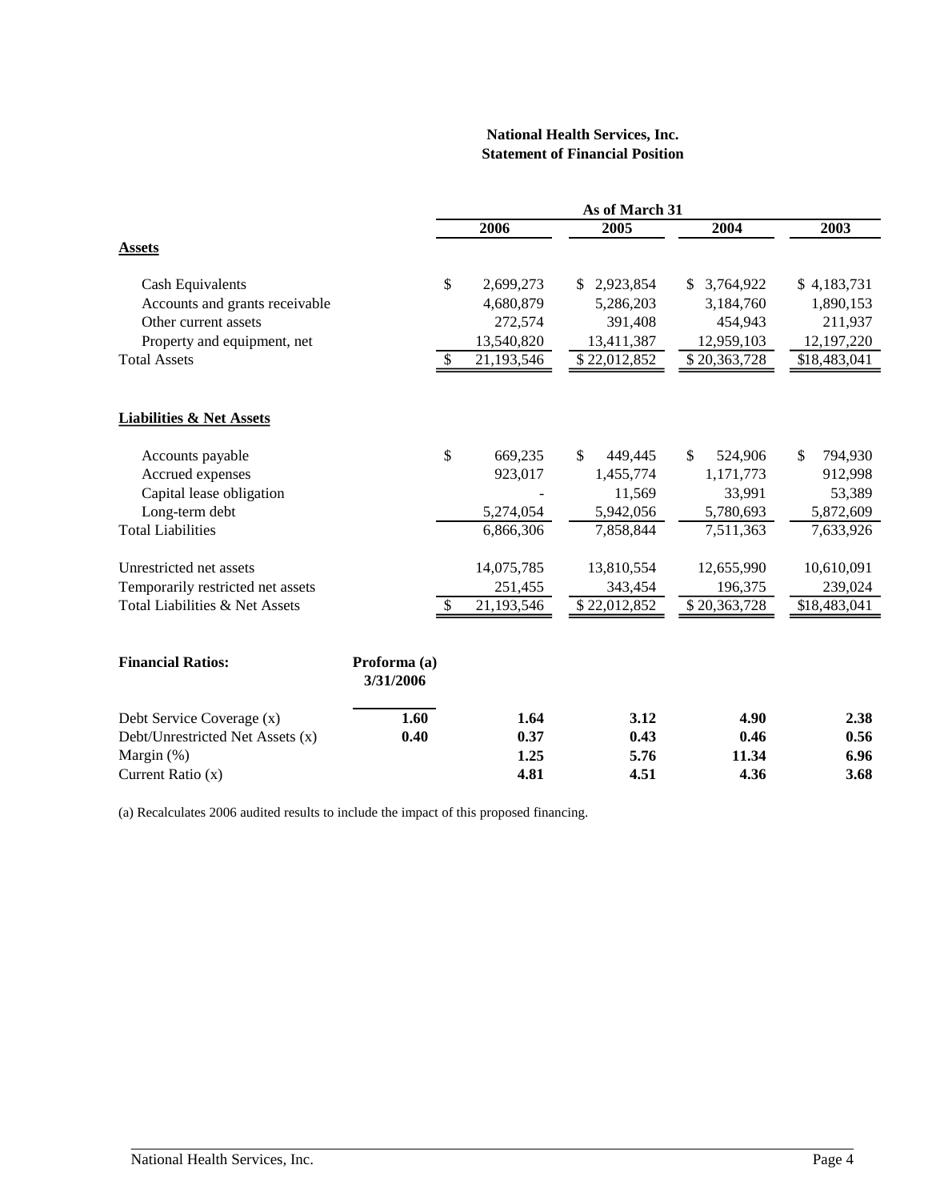**National Health Services, Inc.**
**Statement of Financial Position**

| | As of March 31 | | | |
|---|---|---|---|---|
| | **2006** | **2005** | **2004** | **2003** |
| **Assets** | | | | |
| Cash Equivalents | $ 2,699,273 | $ 2,923,854 | $ 3,764,922 | $ 4,183,731 |
| Accounts and grants receivable | 4,680,879 | 5,286,203 | 3,184,760 | 1,890,153 |
| Other current assets | 272,574 | 391,408 | 454,943 | 211,937 |
| Property and equipment, net | 13,540,820 | 13,411,387 | 12,959,103 | 12,197,220 |
| Total Assets | $ 21,193,546 | $ 22,012,852 | $ 20,363,728 | $18,483,041 |
| **Liabilities & Net Assets** | | | | |
| Accounts payable | $ 669,235 | $ 449,445 | $ 524,906 | $ 794,930 |
| Accrued expenses | 923,017 | 1,455,774 | 1,171,773 | 912,998 |
| Capital lease obligation | - | 11,569 | 33,991 | 53,389 |
| Long-term debt | 5,274,054 | 5,942,056 | 5,780,693 | 5,872,609 |
| Total Liabilities | 6,866,306 | 7,858,844 | 7,511,363 | 7,633,926 |
| Unrestricted net assets | 14,075,785 | 13,810,554 | 12,655,990 | 10,610,091 |
| Temporarily restricted net assets | 251,455 | 343,454 | 196,375 | 239,024 |
| Total Liabilities & Net Assets | $ 21,193,546 | $ 22,012,852 | $ 20,363,728 | $18,483,041 |

| **Financial Ratios:** | **Proforma (a) 3/31/2006** | | | | |
|---|---|---|---|---|---|
| Debt Service Coverage (x) | **1.60** | **1.64** | **3.12** | **4.90** | **2.38** |
| Debt/Unrestricted Net Assets (x) | **0.40** | **0.37** | **0.43** | **0.46** | **0.56** |
| Margin (%) | | **1.25** | **5.76** | **11.34** | **6.96** |
| Current Ratio (x) | | **4.81** | **4.51** | **4.36** | **3.68** |

(a) Recalculates 2006 audited results to include the impact of this proposed financing.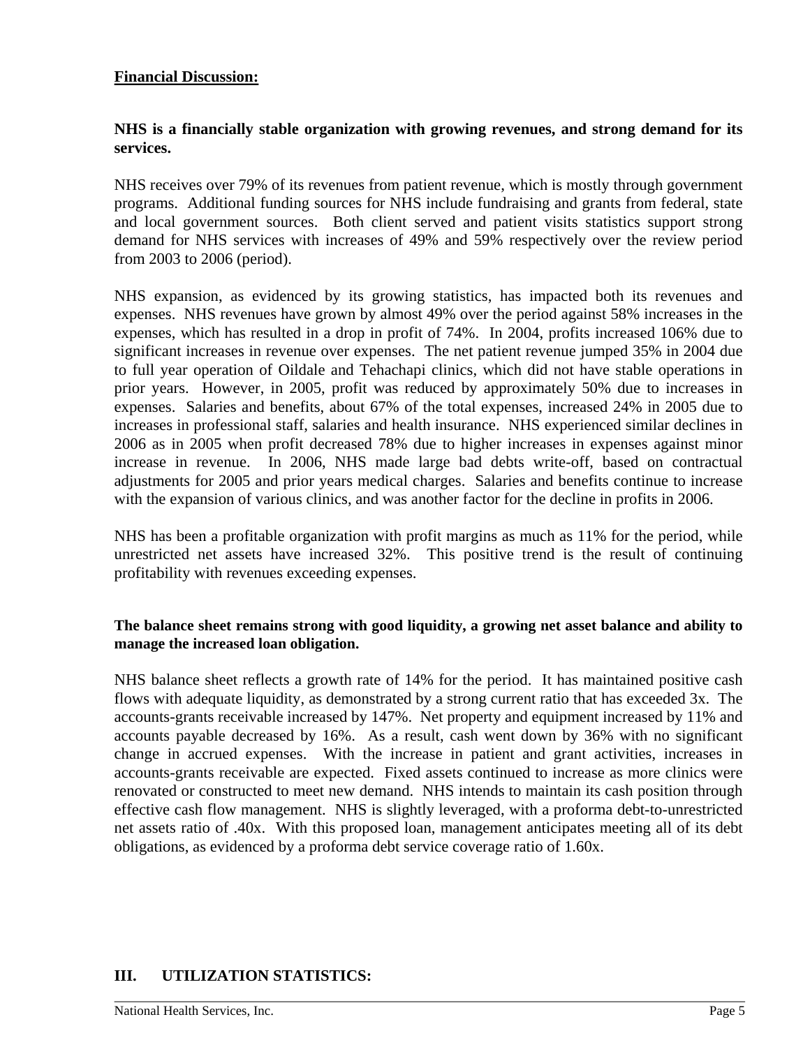**<u>Financial Discussion:</u>**

**NHS is a financially stable organization with growing revenues, and strong demand for its services.**

NHS receives over 79% of its revenues from patient revenue, which is mostly through government programs. Additional funding sources for NHS include fundraising and grants from federal, state and local government sources. Both client served and patient visits statistics support strong demand for NHS services with increases of 49% and 59% respectively over the review period from 2003 to 2006 (period).

NHS expansion, as evidenced by its growing statistics, has impacted both its revenues and expenses. NHS revenues have grown by almost 49% over the period against 58% increases in the expenses, which has resulted in a drop in profit of 74%. In 2004, profits increased 106% due to significant increases in revenue over expenses. The net patient revenue jumped 35% in 2004 due to full year operation of Oildale and Tehachapi clinics, which did not have stable operations in prior years. However, in 2005, profit was reduced by approximately 50% due to increases in expenses. Salaries and benefits, about 67% of the total expenses, increased 24% in 2005 due to increases in professional staff, salaries and health insurance. NHS experienced similar declines in 2006 as in 2005 when profit decreased 78% due to higher increases in expenses against minor increase in revenue. In 2006, NHS made large bad debts write-off, based on contractual adjustments for 2005 and prior years medical charges. Salaries and benefits continue to increase with the expansion of various clinics, and was another factor for the decline in profits in 2006.

NHS has been a profitable organization with profit margins as much as 11% for the period, while unrestricted net assets have increased 32%. This positive trend is the result of continuing profitability with revenues exceeding expenses.

**The balance sheet remains strong with good liquidity, a growing net asset balance and ability to manage the increased loan obligation.**

NHS balance sheet reflects a growth rate of 14% for the period. It has maintained positive cash flows with adequate liquidity, as demonstrated by a strong current ratio that has exceeded 3x. The accounts-grants receivable increased by 147%. Net property and equipment increased by 11% and accounts payable decreased by 16%. As a result, cash went down by 36% with no significant change in accrued expenses. With the increase in patient and grant activities, increases in accounts-grants receivable are expected. Fixed assets continued to increase as more clinics were renovated or constructed to meet new demand. NHS intends to maintain its cash position through effective cash flow management. NHS is slightly leveraged, with a proforma debt-to-unrestricted net assets ratio of .40x. With this proposed loan, management anticipates meeting all of its debt obligations, as evidenced by a proforma debt service coverage ratio of 1.60x.

## III. UTILIZATION STATISTICS: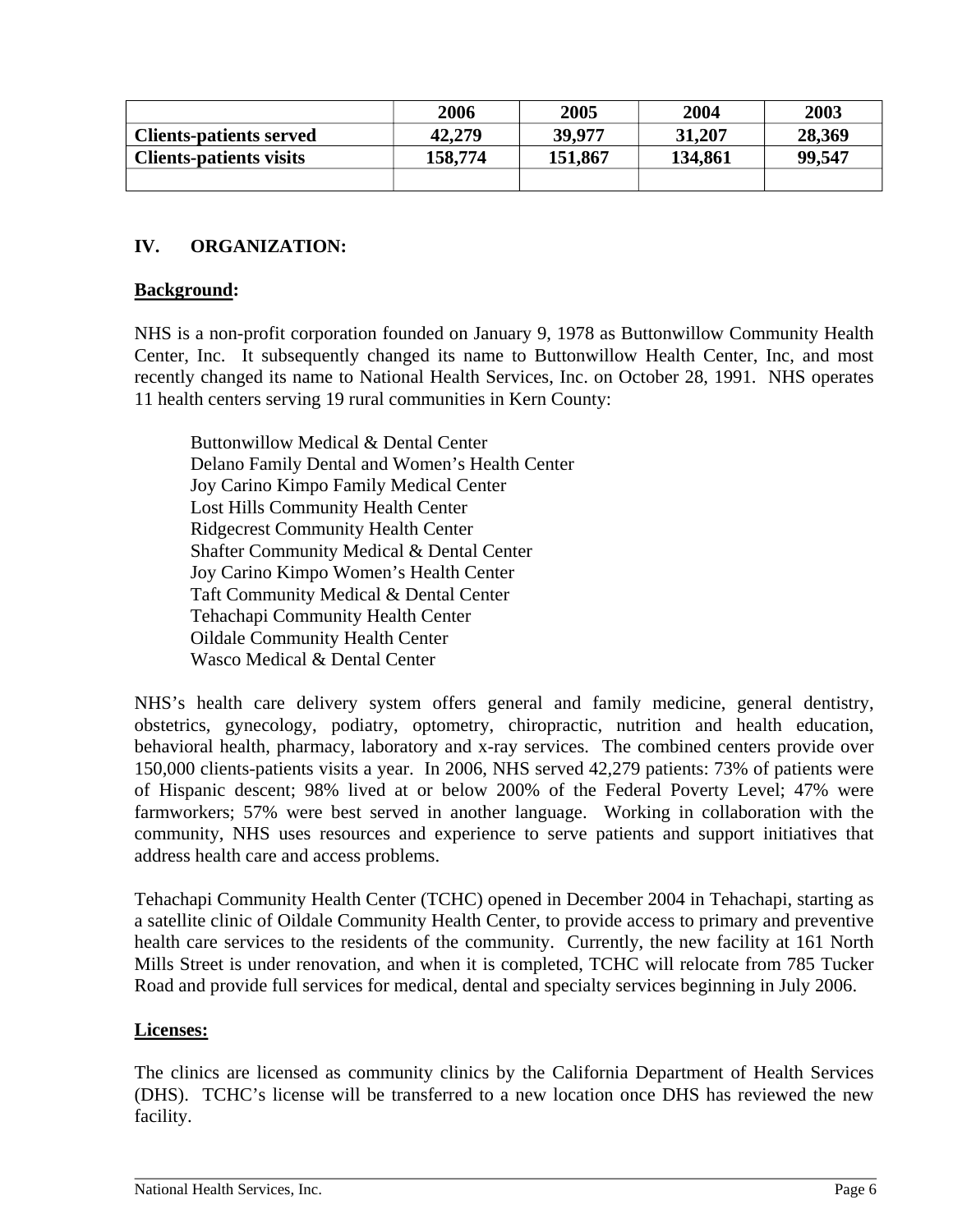| | 2006 | 2005 | 2004 | 2003 |
|---|---|---|---|---|
| **Clients-patients served** | **42,279** | **39,977** | **31,207** | **28,369** |
| **Clients-patients visits** | **158,774** | **151,867** | **134,861** | **99,547** |
| | | | | |

## IV. ORGANIZATION:

**Background:**

NHS is a non-profit corporation founded on January 9, 1978 as Buttonwillow Community Health Center, Inc. It subsequently changed its name to Buttonwillow Health Center, Inc, and most recently changed its name to National Health Services, Inc. on October 28, 1991. NHS operates 11 health centers serving 19 rural communities in Kern County:

- Buttonwillow Medical & Dental Center
- Delano Family Dental and Women's Health Center
- Joy Carino Kimpo Family Medical Center
- Lost Hills Community Health Center
- Ridgecrest Community Health Center
- Shafter Community Medical & Dental Center
- Joy Carino Kimpo Women's Health Center
- Taft Community Medical & Dental Center
- Tehachapi Community Health Center
- Oildale Community Health Center
- Wasco Medical & Dental Center

NHS's health care delivery system offers general and family medicine, general dentistry, obstetrics, gynecology, podiatry, optometry, chiropractic, nutrition and health education, behavioral health, pharmacy, laboratory and x-ray services. The combined centers provide over 150,000 clients-patients visits a year. In 2006, NHS served 42,279 patients: 73% of patients were of Hispanic descent; 98% lived at or below 200% of the Federal Poverty Level; 47% were farmworkers; 57% were best served in another language. Working in collaboration with the community, NHS uses resources and experience to serve patients and support initiatives that address health care and access problems.

Tehachapi Community Health Center (TCHC) opened in December 2004 in Tehachapi, starting as a satellite clinic of Oildale Community Health Center, to provide access to primary and preventive health care services to the residents of the community. Currently, the new facility at 161 North Mills Street is under renovation, and when it is completed, TCHC will relocate from 785 Tucker Road and provide full services for medical, dental and specialty services beginning in July 2006.

**Licenses:**

The clinics are licensed as community clinics by the California Department of Health Services (DHS). TCHC's license will be transferred to a new location once DHS has reviewed the new facility.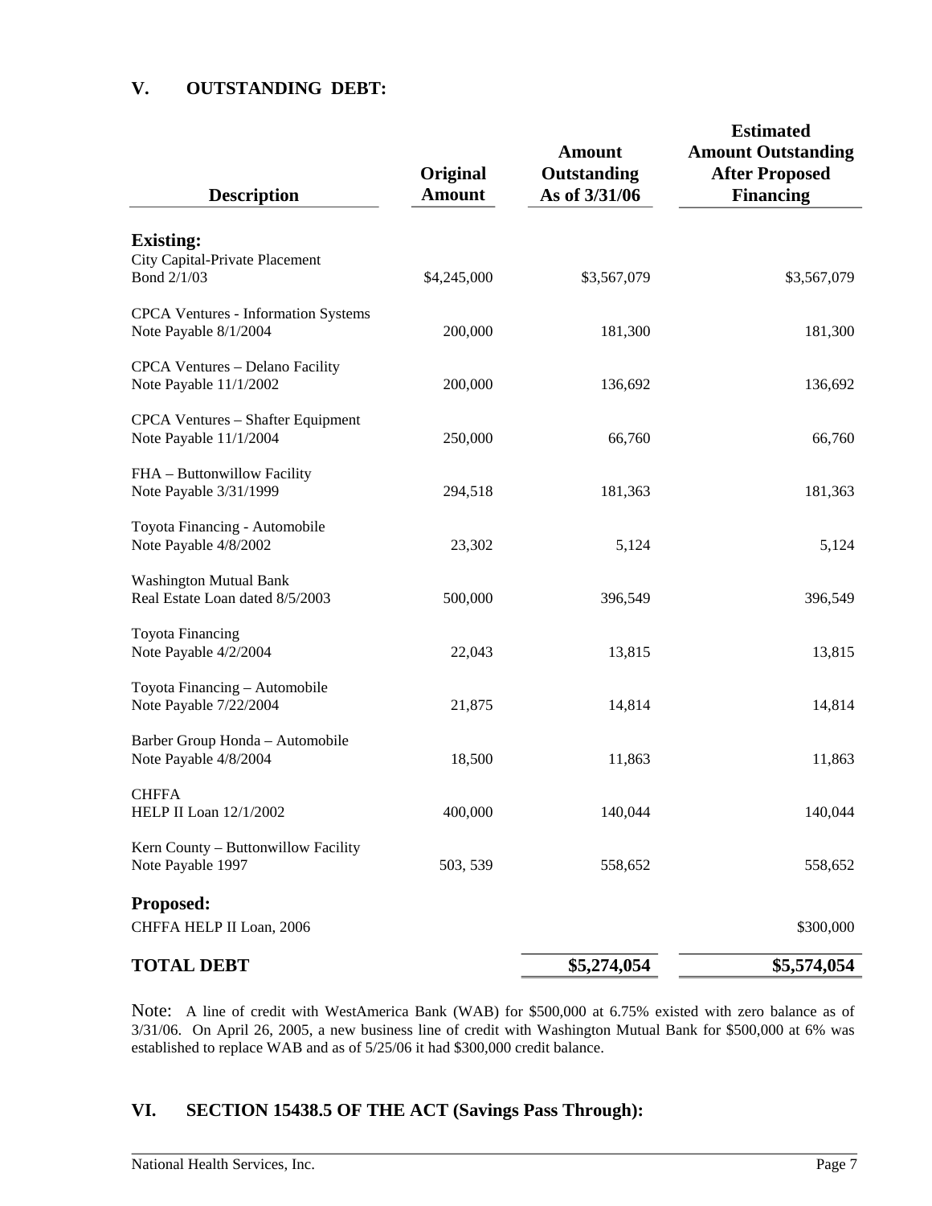## V. OUTSTANDING DEBT:

| Description | Original Amount | Amount Outstanding As of 3/31/06 | Estimated Amount Outstanding After Proposed Financing |
|---|---|---|---|
| **Existing:** | | | |
| City Capital-Private Placement Bond 2/1/03 | $4,245,000 | $3,567,079 | $3,567,079 |
| CPCA Ventures - Information Systems Note Payable 8/1/2004 | 200,000 | 181,300 | 181,300 |
| CPCA Ventures – Delano Facility Note Payable 11/1/2002 | 200,000 | 136,692 | 136,692 |
| CPCA Ventures – Shafter Equipment Note Payable 11/1/2004 | 250,000 | 66,760 | 66,760 |
| FHA – Buttonwillow Facility Note Payable 3/31/1999 | 294,518 | 181,363 | 181,363 |
| Toyota Financing - Automobile Note Payable 4/8/2002 | 23,302 | 5,124 | 5,124 |
| Washington Mutual Bank Real Estate Loan dated 8/5/2003 | 500,000 | 396,549 | 396,549 |
| Toyota Financing Note Payable 4/2/2004 | 22,043 | 13,815 | 13,815 |
| Toyota Financing – Automobile Note Payable 7/22/2004 | 21,875 | 14,814 | 14,814 |
| Barber Group Honda – Automobile Note Payable 4/8/2004 | 18,500 | 11,863 | 11,863 |
| CHFFA HELP II Loan 12/1/2002 | 400,000 | 140,044 | 140,044 |
| Kern County – Buttonwillow Facility Note Payable 1997 | 503, 539 | 558,652 | 558,652 |
| **Proposed:** | | | |
| CHFFA HELP II Loan, 2006 | | | $300,000 |
| **TOTAL DEBT** | | **$5,274,054** | **$5,574,054** |

Note: A line of credit with WestAmerica Bank (WAB) for $500,000 at 6.75% existed with zero balance as of 3/31/06. On April 26, 2005, a new business line of credit with Washington Mutual Bank for $500,000 at 6% was established to replace WAB and as of 5/25/06 it had $300,000 credit balance.

## VI. SECTION 15438.5 OF THE ACT (Savings Pass Through):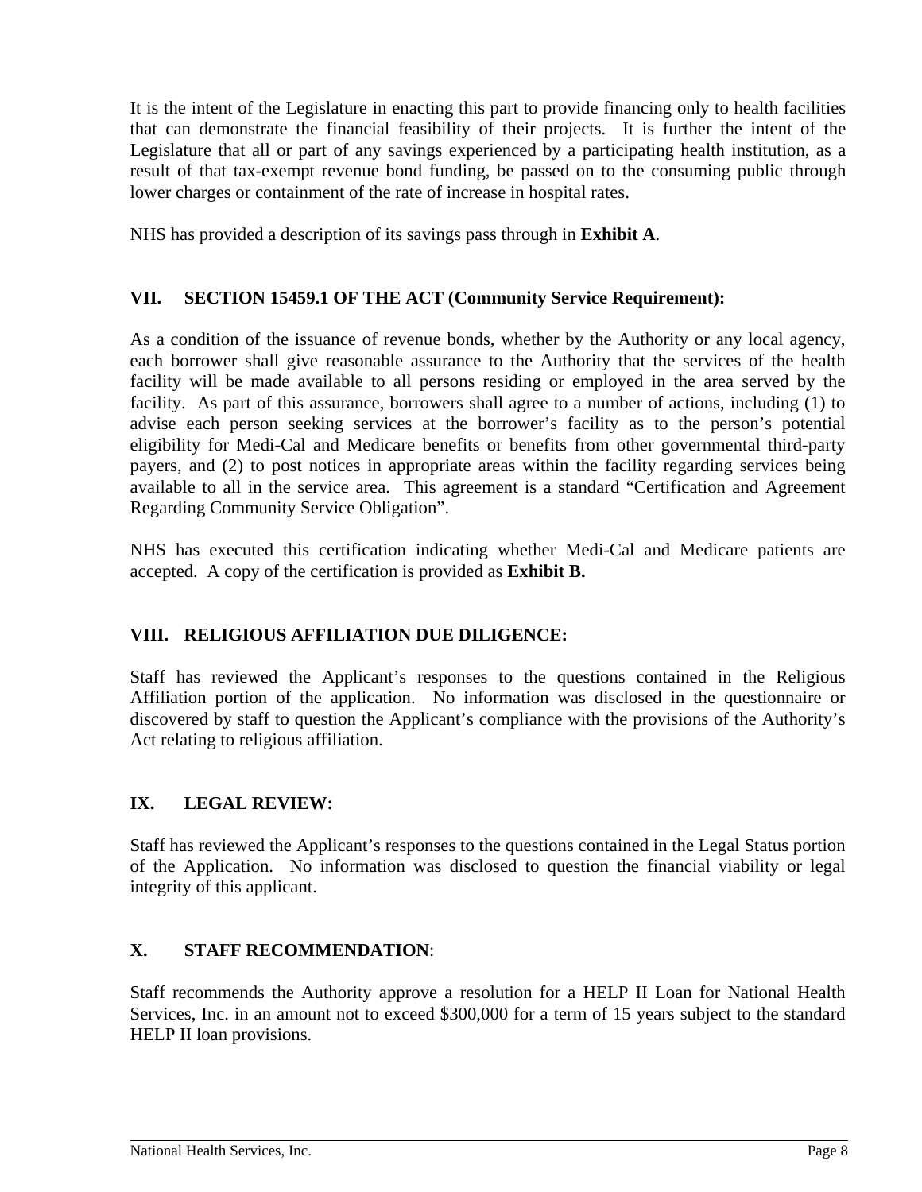It is the intent of the Legislature in enacting this part to provide financing only to health facilities that can demonstrate the financial feasibility of their projects. It is further the intent of the Legislature that all or part of any savings experienced by a participating health institution, as a result of that tax-exempt revenue bond funding, be passed on to the consuming public through lower charges or containment of the rate of increase in hospital rates.

NHS has provided a description of its savings pass through in **Exhibit A**.

## VII. SECTION 15459.1 OF THE ACT (Community Service Requirement):

As a condition of the issuance of revenue bonds, whether by the Authority or any local agency, each borrower shall give reasonable assurance to the Authority that the services of the health facility will be made available to all persons residing or employed in the area served by the facility. As part of this assurance, borrowers shall agree to a number of actions, including (1) to advise each person seeking services at the borrower's facility as to the person's potential eligibility for Medi-Cal and Medicare benefits or benefits from other governmental third-party payers, and (2) to post notices in appropriate areas within the facility regarding services being available to all in the service area. This agreement is a standard "Certification and Agreement Regarding Community Service Obligation".

NHS has executed this certification indicating whether Medi-Cal and Medicare patients are accepted. A copy of the certification is provided as **Exhibit B.**

## VIII. RELIGIOUS AFFILIATION DUE DILIGENCE:

Staff has reviewed the Applicant's responses to the questions contained in the Religious Affiliation portion of the application. No information was disclosed in the questionnaire or discovered by staff to question the Applicant's compliance with the provisions of the Authority's Act relating to religious affiliation.

## IX. LEGAL REVIEW:

Staff has reviewed the Applicant's responses to the questions contained in the Legal Status portion of the Application. No information was disclosed to question the financial viability or legal integrity of this applicant.

## X. STAFF RECOMMENDATION:

Staff recommends the Authority approve a resolution for a HELP II Loan for National Health Services, Inc. in an amount not to exceed $300,000 for a term of 15 years subject to the standard HELP II loan provisions.